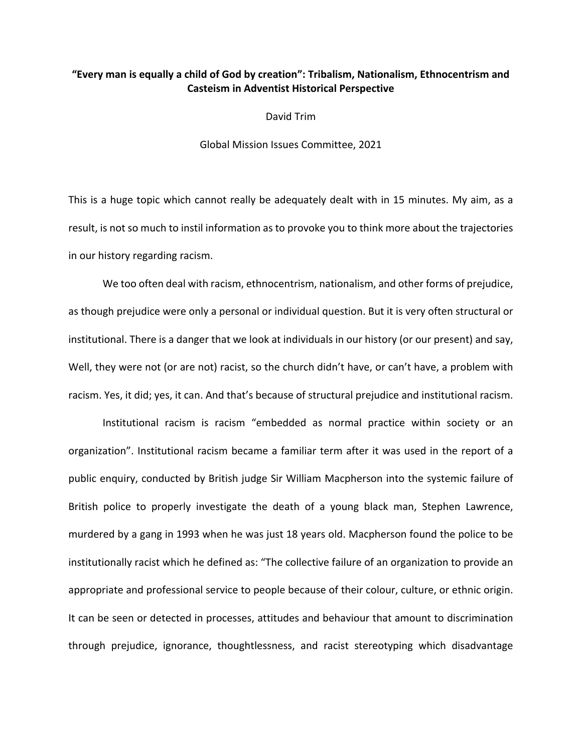**“Every man is equally a child of God by creation”: Tribalism, Nationalism, Ethnocentrism and Casteism in Adventist Historical Perspective**

David Trim

Global Mission Issues Committee, 2021

This is a huge topic which cannot really be adequately dealt with in 15 minutes. My aim, as a result, is not so much to instil information as to provoke you to think more about the trajectories in our history regarding racism.

We too often deal with racism, ethnocentrism, nationalism, and other forms of prejudice, as though prejudice were only a personal or individual question. But it is very often structural or institutional. There is a danger that we look at individuals in our history (or our present) and say, Well, they were not (or are not) racist, so the church didn’t have, or can’t have, a problem with racism. Yes, it did; yes, it can. And that’s because of structural prejudice and institutional racism.

Institutional racism is racism “embedded as normal practice within society or an organization”. Institutional racism became a familiar term after it was used in the report of a public enquiry, conducted by British judge Sir William Macpherson into the systemic failure of British police to properly investigate the death of a young black man, Stephen Lawrence, murdered by a gang in 1993 when he was just 18 years old. Macpherson found the police to be institutionally racist which he defined as: “The collective failure of an organization to provide an appropriate and professional service to people because of their colour, culture, or ethnic origin. It can be seen or detected in processes, attitudes and behaviour that amount to discrimination through prejudice, ignorance, thoughtlessness, and racist stereotyping which disadvantage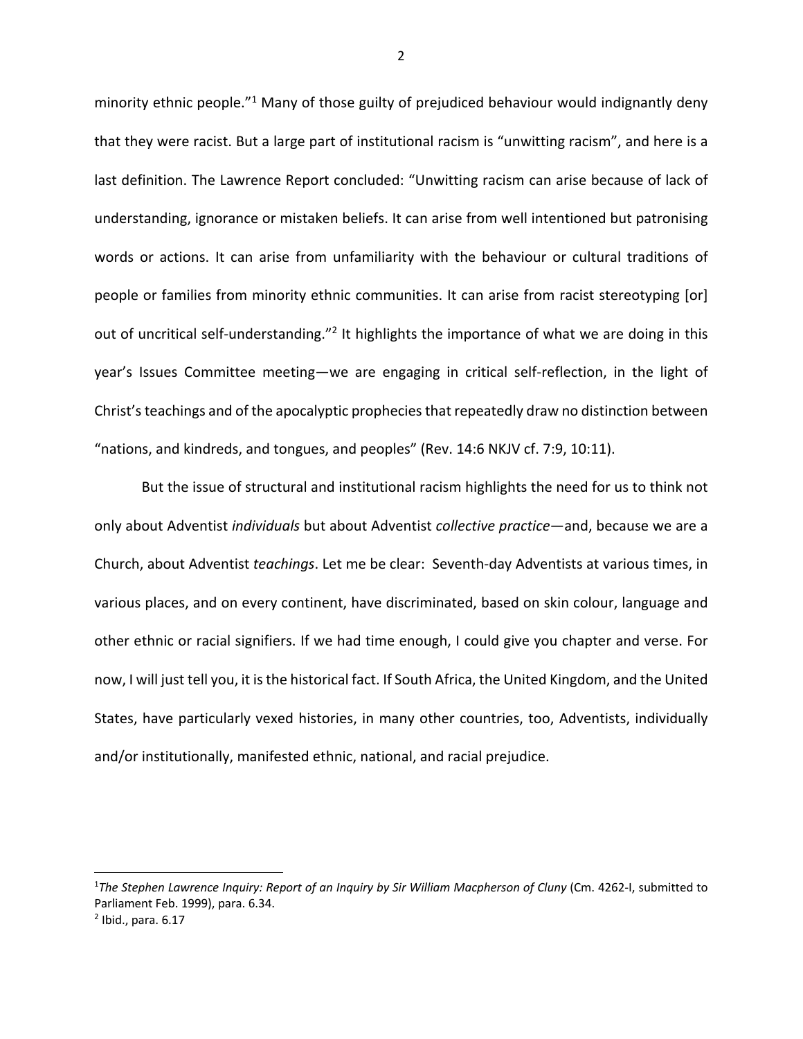minority ethnic people."[1] Many of those guilty of prejudiced behaviour would indignantly deny that they were racist. But a large part of institutional racism is "unwitting racism", and here is a last definition. The Lawrence Report concluded: "Unwitting racism can arise because of lack of understanding, ignorance or mistaken beliefs. It can arise from well intentioned but patronising words or actions. It can arise from unfamiliarity with the behaviour or cultural traditions of people or families from minority ethnic communities. It can arise from racist stereotyping [or] out of uncritical self-understanding."[2] It highlights the importance of what we are doing in this year's Issues Committee meeting—we are engaging in critical self-reflection, in the light of Christ's teachings and of the apocalyptic prophecies that repeatedly draw no distinction between "nations, and kindreds, and tongues, and peoples" (Rev. 14:6 NKJV cf. 7:9, 10:11).

But the issue of structural and institutional racism highlights the need for us to think not only about Adventist *individuals* but about Adventist *collective practice*—and, because we are a Church, about Adventist *teachings*. Let me be clear: Seventh-day Adventists at various times, in various places, and on every continent, have discriminated, based on skin colour, language and other ethnic or racial signifiers. If we had time enough, I could give you chapter and verse. For now, I will just tell you, it is the historical fact. If South Africa, the United Kingdom, and the United States, have particularly vexed histories, in many other countries, too, Adventists, individually and/or institutionally, manifested ethnic, national, and racial prejudice.

---

[1] *The Stephen Lawrence Inquiry: Report of an Inquiry by Sir William Macpherson of Cluny* (Cm. 4262-I, submitted to Parliament Feb. 1999), para. 6.34.

[2] Ibid., para. 6.17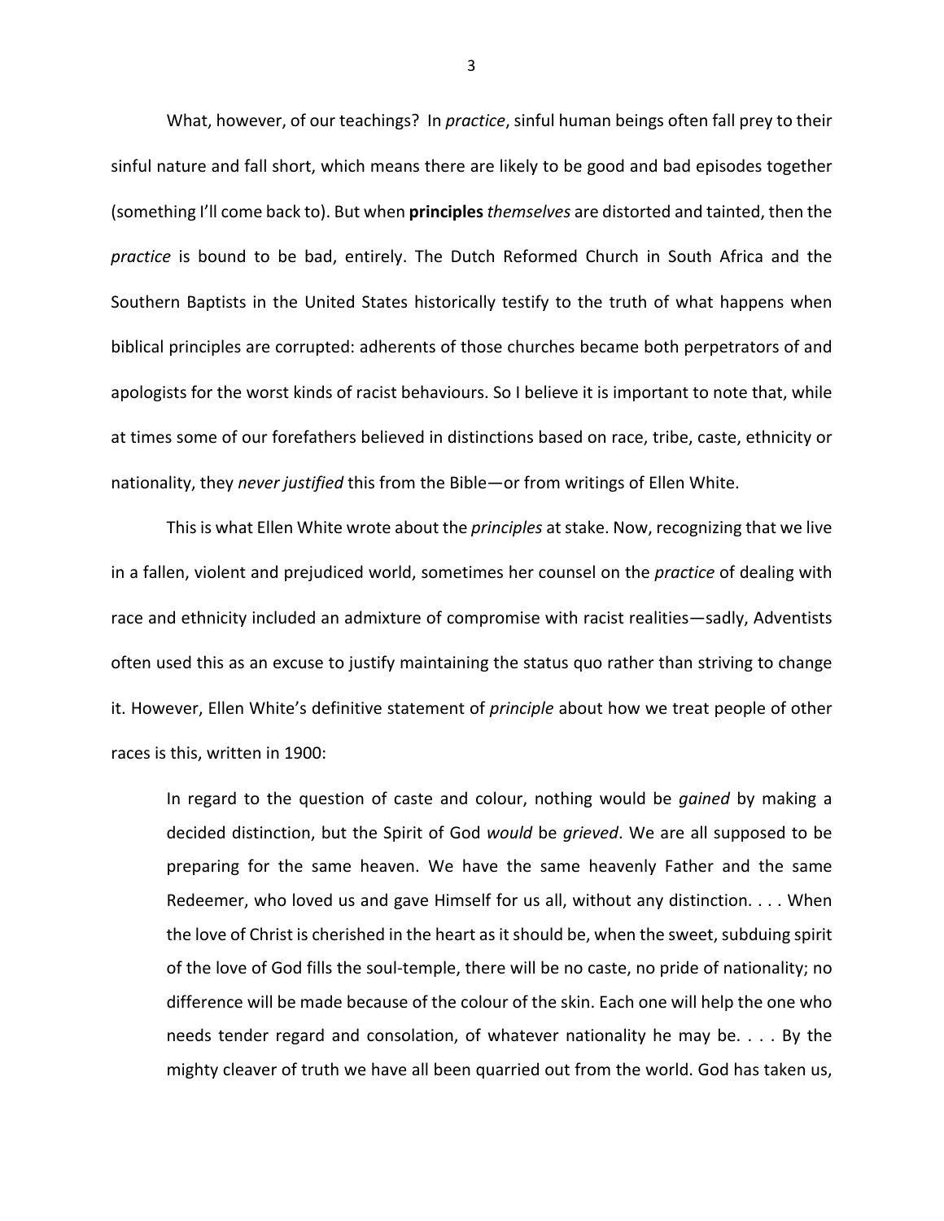What, however, of our teachings? In *practice*, sinful human beings often fall prey to their sinful nature and fall short, which means there are likely to be good and bad episodes together (something I'll come back to). But when **principles** *themselves* are distorted and tainted, then the *practice* is bound to be bad, entirely. The Dutch Reformed Church in South Africa and the Southern Baptists in the United States historically testify to the truth of what happens when biblical principles are corrupted: adherents of those churches became both perpetrators of and apologists for the worst kinds of racist behaviours. So I believe it is important to note that, while at times some of our forefathers believed in distinctions based on race, tribe, caste, ethnicity or nationality, they *never justified* this from the Bible—or from writings of Ellen White.

This is what Ellen White wrote about the *principles* at stake. Now, recognizing that we live in a fallen, violent and prejudiced world, sometimes her counsel on the *practice* of dealing with race and ethnicity included an admixture of compromise with racist realities—sadly, Adventists often used this as an excuse to justify maintaining the status quo rather than striving to change it. However, Ellen White's definitive statement of *principle* about how we treat people of other races is this, written in 1900:

> In regard to the question of caste and colour, nothing would be *gained* by making a decided distinction, but the Spirit of God *would* be *grieved*. We are all supposed to be preparing for the same heaven. We have the same heavenly Father and the same Redeemer, who loved us and gave Himself for us all, without any distinction. . . . When the love of Christ is cherished in the heart as it should be, when the sweet, subduing spirit of the love of God fills the soul-temple, there will be no caste, no pride of nationality; no difference will be made because of the colour of the skin. Each one will help the one who needs tender regard and consolation, of whatever nationality he may be. . . . By the mighty cleaver of truth we have all been quarried out from the world. God has taken us,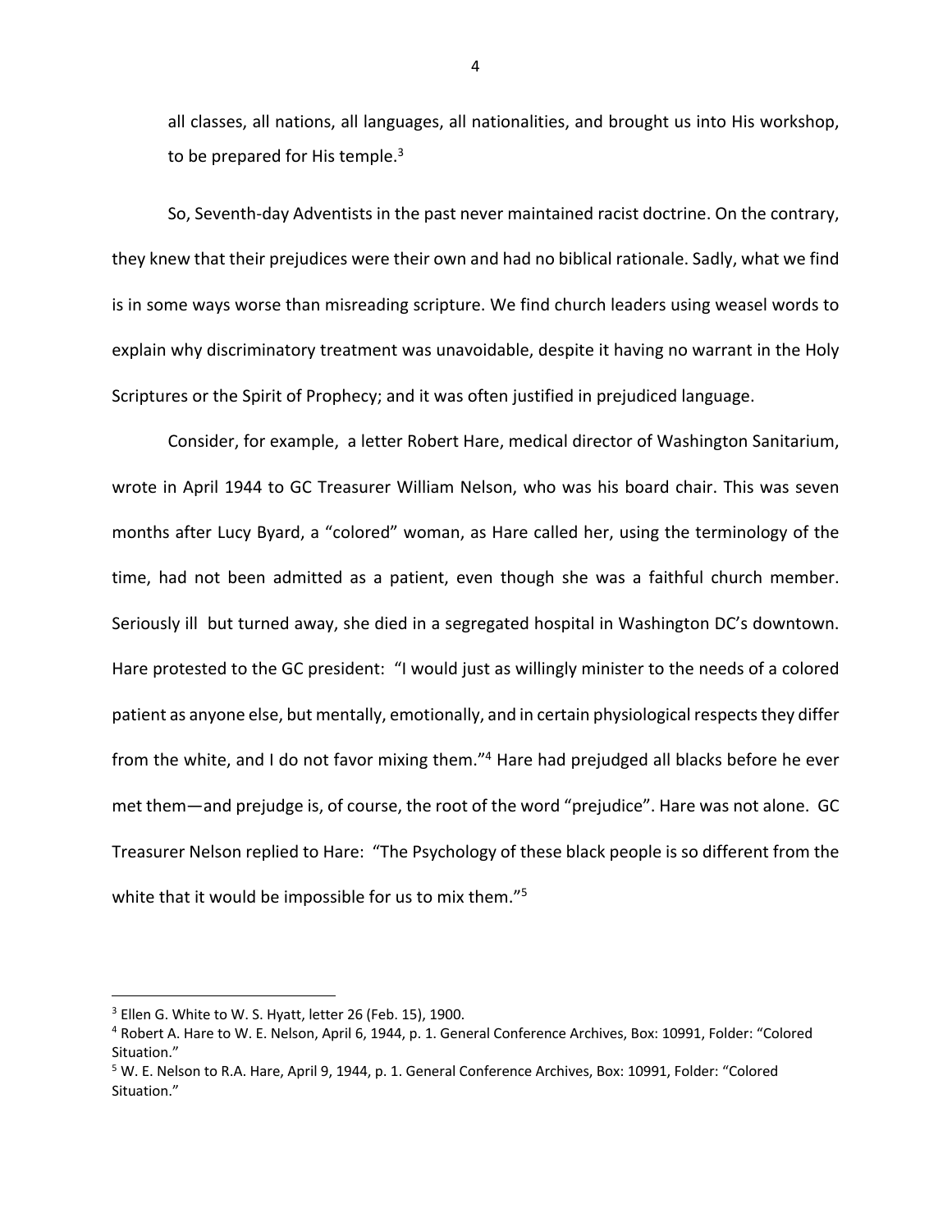all classes, all nations, all languages, all nationalities, and brought us into His workshop, to be prepared for His temple.[3]

So, Seventh-day Adventists in the past never maintained racist doctrine. On the contrary, they knew that their prejudices were their own and had no biblical rationale. Sadly, what we find is in some ways worse than misreading scripture. We find church leaders using weasel words to explain why discriminatory treatment was unavoidable, despite it having no warrant in the Holy Scriptures or the Spirit of Prophecy; and it was often justified in prejudiced language.

Consider, for example, a letter Robert Hare, medical director of Washington Sanitarium, wrote in April 1944 to GC Treasurer William Nelson, who was his board chair. This was seven months after Lucy Byard, a "colored" woman, as Hare called her, using the terminology of the time, had not been admitted as a patient, even though she was a faithful church member. Seriously ill but turned away, she died in a segregated hospital in Washington DC's downtown. Hare protested to the GC president: "I would just as willingly minister to the needs of a colored patient as anyone else, but mentally, emotionally, and in certain physiological respects they differ from the white, and I do not favor mixing them."[4] Hare had prejudged all blacks before he ever met them—and prejudge is, of course, the root of the word "prejudice". Hare was not alone. GC Treasurer Nelson replied to Hare: "The Psychology of these black people is so different from the white that it would be impossible for us to mix them."[5]

---

[3] Ellen G. White to W. S. Hyatt, letter 26 (Feb. 15), 1900.

[4] Robert A. Hare to W. E. Nelson, April 6, 1944, p. 1. General Conference Archives, Box: 10991, Folder: "Colored Situation."

[5] W. E. Nelson to R.A. Hare, April 9, 1944, p. 1. General Conference Archives, Box: 10991, Folder: "Colored Situation."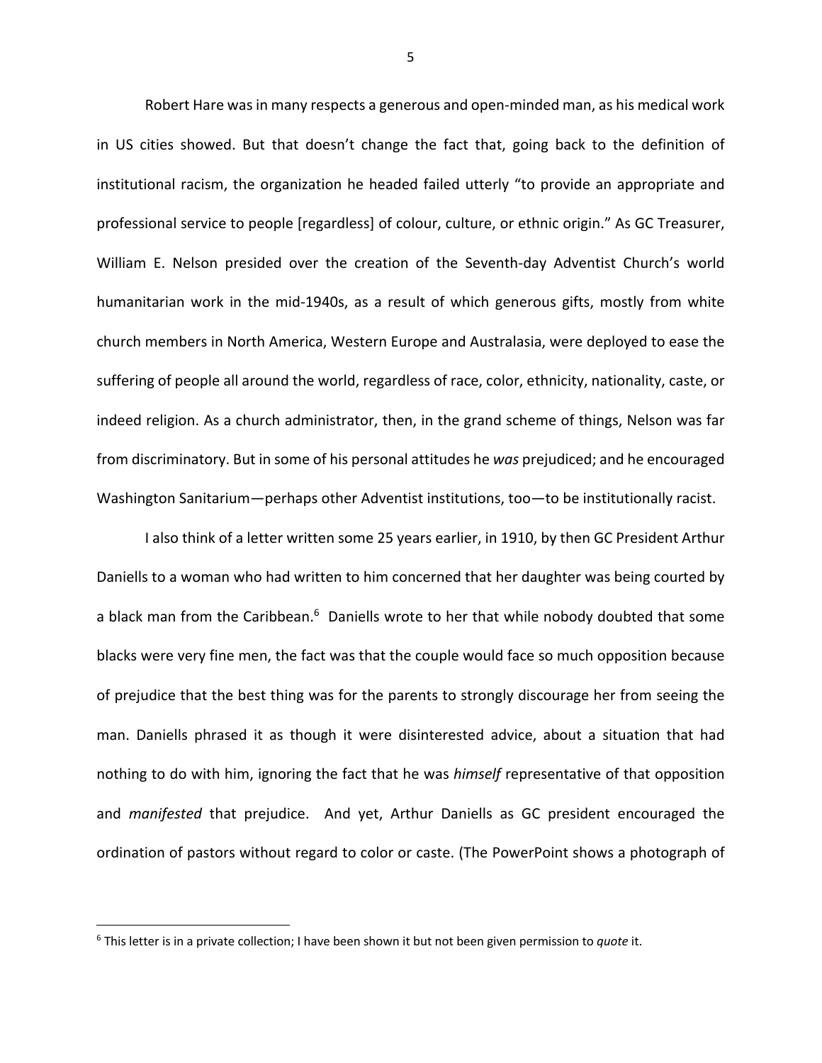Robert Hare was in many respects a generous and open-minded man, as his medical work in US cities showed. But that doesn't change the fact that, going back to the definition of institutional racism, the organization he headed failed utterly "to provide an appropriate and professional service to people [regardless] of colour, culture, or ethnic origin." As GC Treasurer, William E. Nelson presided over the creation of the Seventh-day Adventist Church's world humanitarian work in the mid-1940s, as a result of which generous gifts, mostly from white church members in North America, Western Europe and Australasia, were deployed to ease the suffering of people all around the world, regardless of race, color, ethnicity, nationality, caste, or indeed religion. As a church administrator, then, in the grand scheme of things, Nelson was far from discriminatory. But in some of his personal attitudes he *was* prejudiced; and he encouraged Washington Sanitarium—perhaps other Adventist institutions, too—to be institutionally racist.

I also think of a letter written some 25 years earlier, in 1910, by then GC President Arthur Daniells to a woman who had written to him concerned that her daughter was being courted by a black man from the Caribbean.[6] Daniells wrote to her that while nobody doubted that some blacks were very fine men, the fact was that the couple would face so much opposition because of prejudice that the best thing was for the parents to strongly discourage her from seeing the man. Daniells phrased it as though it were disinterested advice, about a situation that had nothing to do with him, ignoring the fact that he was *himself* representative of that opposition and *manifested* that prejudice. And yet, Arthur Daniells as GC president encouraged the ordination of pastors without regard to color or caste. (The PowerPoint shows a photograph of

[6] This letter is in a private collection; I have been shown it but not been given permission to *quote* it.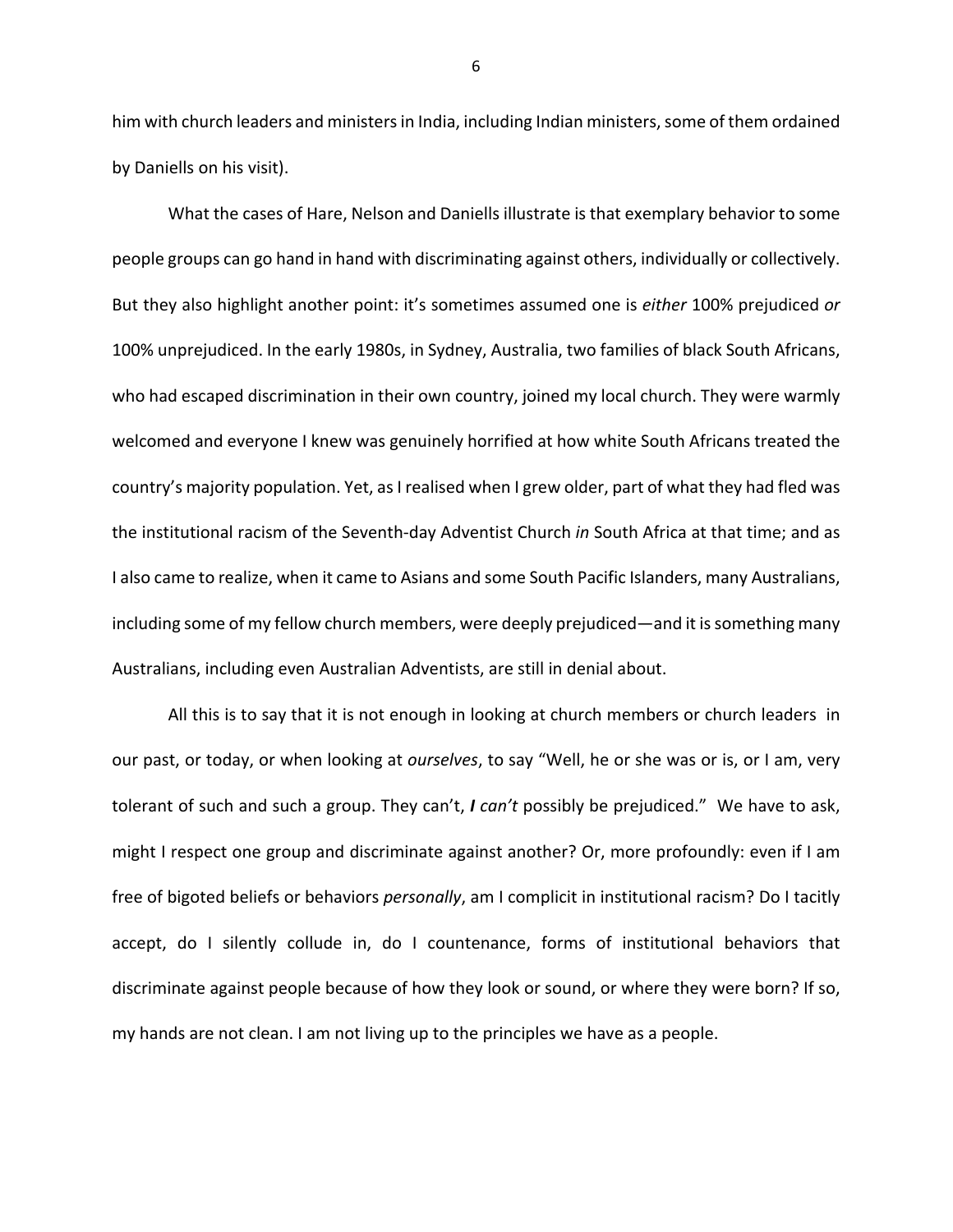him with church leaders and ministers in India, including Indian ministers, some of them ordained by Daniells on his visit).

What the cases of Hare, Nelson and Daniells illustrate is that exemplary behavior to some people groups can go hand in hand with discriminating against others, individually or collectively. But they also highlight another point: it's sometimes assumed one is *either* 100% prejudiced *or* 100% unprejudiced. In the early 1980s, in Sydney, Australia, two families of black South Africans, who had escaped discrimination in their own country, joined my local church. They were warmly welcomed and everyone I knew was genuinely horrified at how white South Africans treated the country's majority population. Yet, as I realised when I grew older, part of what they had fled was the institutional racism of the Seventh-day Adventist Church *in* South Africa at that time; and as I also came to realize, when it came to Asians and some South Pacific Islanders, many Australians, including some of my fellow church members, were deeply prejudiced—and it is something many Australians, including even Australian Adventists, are still in denial about.

All this is to say that it is not enough in looking at church members or church leaders in our past, or today, or when looking at *ourselves*, to say "Well, he or she was or is, or I am, very tolerant of such and such a group. They can't, ***I can't*** possibly be prejudiced." We have to ask, might I respect one group and discriminate against another? Or, more profoundly: even if I am free of bigoted beliefs or behaviors *personally*, am I complicit in institutional racism? Do I tacitly accept, do I silently collude in, do I countenance, forms of institutional behaviors that discriminate against people because of how they look or sound, or where they were born? If so, my hands are not clean. I am not living up to the principles we have as a people.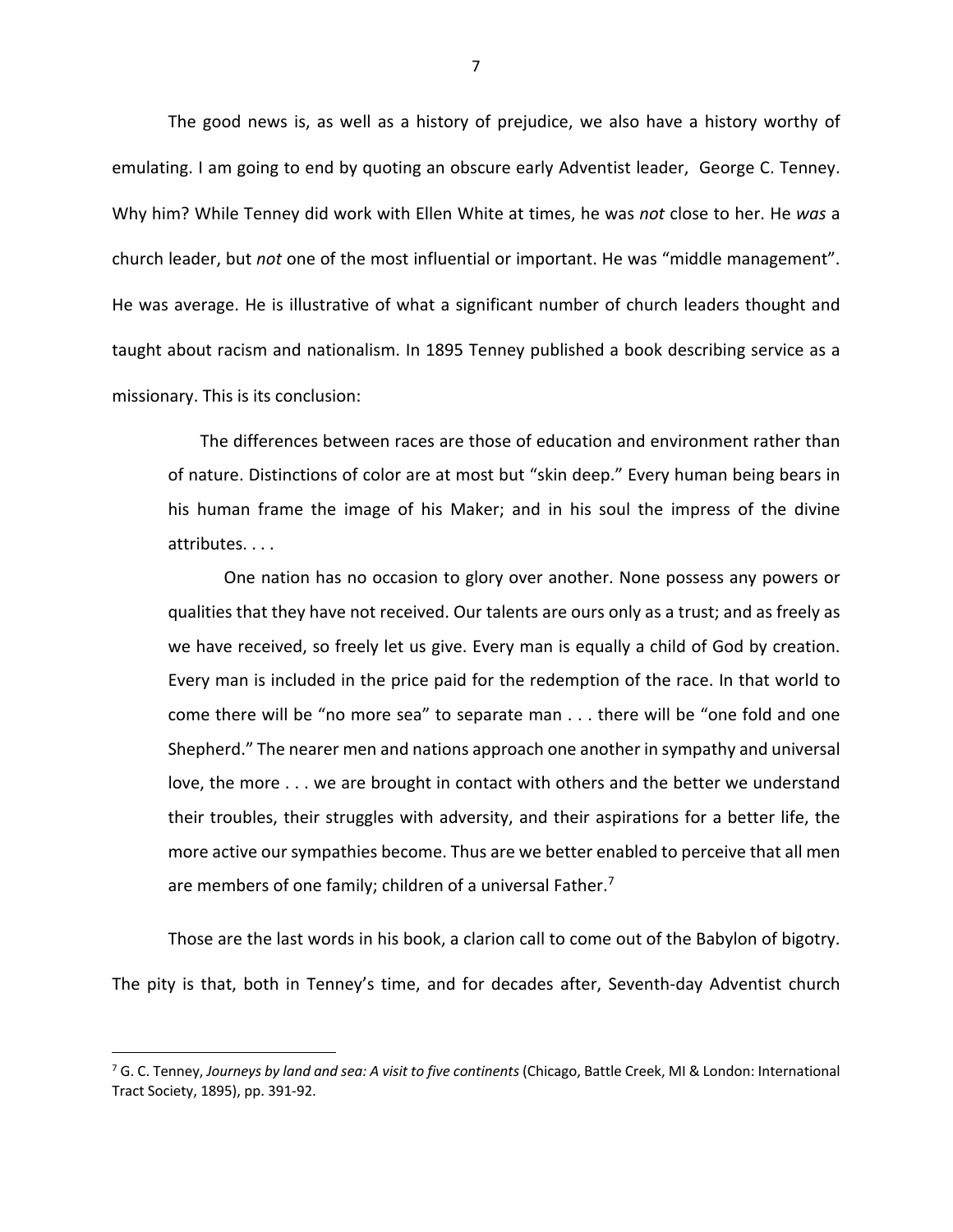The good news is, as well as a history of prejudice, we also have a history worthy of emulating. I am going to end by quoting an obscure early Adventist leader, George C. Tenney. Why him? While Tenney did work with Ellen White at times, he was *not* close to her. He *was* a church leader, but *not* one of the most influential or important. He was "middle management". He was average. He is illustrative of what a significant number of church leaders thought and taught about racism and nationalism. In 1895 Tenney published a book describing service as a missionary. This is its conclusion:

> The differences between races are those of education and environment rather than of nature. Distinctions of color are at most but "skin deep." Every human being bears in his human frame the image of his Maker; and in his soul the impress of the divine attributes. . . .
>
> One nation has no occasion to glory over another. None possess any powers or qualities that they have not received. Our talents are ours only as a trust; and as freely as we have received, so freely let us give. Every man is equally a child of God by creation. Every man is included in the price paid for the redemption of the race. In that world to come there will be "no more sea" to separate man . . . there will be "one fold and one Shepherd." The nearer men and nations approach one another in sympathy and universal love, the more . . . we are brought in contact with others and the better we understand their troubles, their struggles with adversity, and their aspirations for a better life, the more active our sympathies become. Thus are we better enabled to perceive that all men are members of one family; children of a universal Father.[7]

Those are the last words in his book, a clarion call to come out of the Babylon of bigotry. The pity is that, both in Tenney's time, and for decades after, Seventh-day Adventist church

---

[7] G. C. Tenney, *Journeys by land and sea: A visit to five continents* (Chicago, Battle Creek, MI & London: International Tract Society, 1895), pp. 391-92.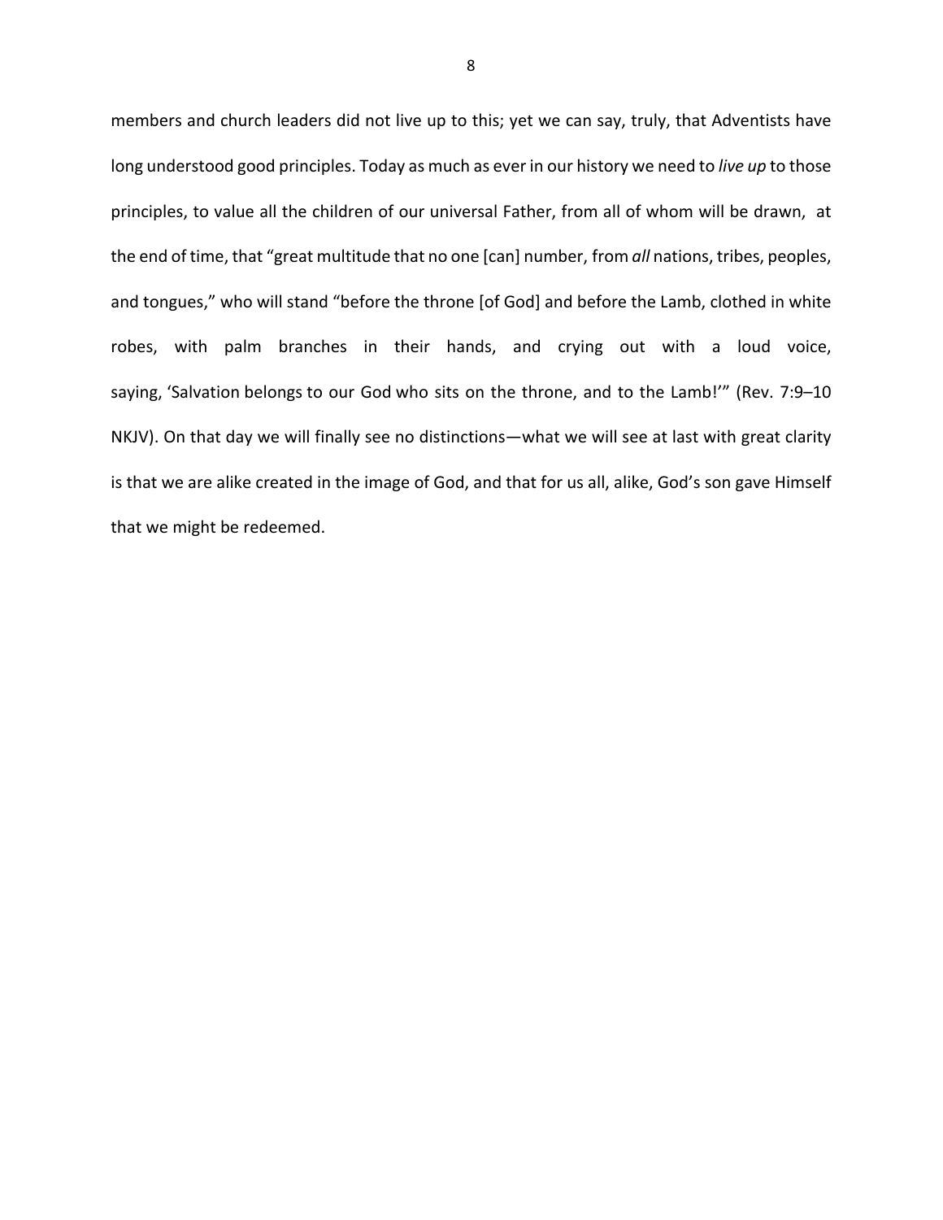members and church leaders did not live up to this; yet we can say, truly, that Adventists have long understood good principles. Today as much as ever in our history we need to *live up* to those principles, to value all the children of our universal Father, from all of whom will be drawn, at the end of time, that "great multitude that no one [can] number, from *all* nations, tribes, peoples, and tongues," who will stand "before the throne [of God] and before the Lamb, clothed in white robes, with palm branches in their hands, and crying out with a loud voice, saying, 'Salvation belongs to our God who sits on the throne, and to the Lamb!'" (Rev. 7:9–10 NKJV). On that day we will finally see no distinctions—what we will see at last with great clarity is that we are alike created in the image of God, and that for us all, alike, God's son gave Himself that we might be redeemed.